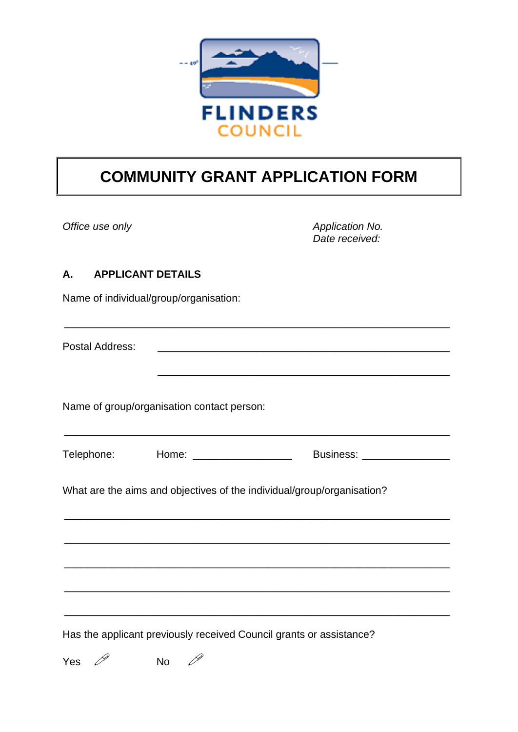FLINDERS
COUNCIL

# COMMUNITY GRANT APPLICATION FORM

*Office use only*

*Application No.*
*Date received:*

## A. APPLICANT DETAILS

Name of individual/group/organisation:

_______________________________________________________________

Postal Address: ______________________________________________

______________________________________________

Name of group/organisation contact person:

_______________________________________________________________

Telephone: Home: ________________ Business: ______________

What are the aims and objectives of the individual/group/organisation?

_______________________________________________________________

_______________________________________________________________

_______________________________________________________________

_______________________________________________________________

_______________________________________________________________

Has the applicant previously received Council grants or assistance?

Yes No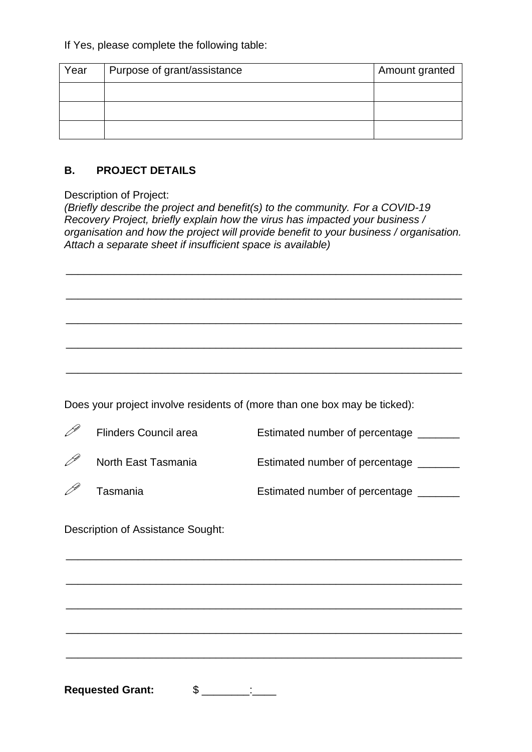If Yes, please complete the following table:

| Year | Purpose of grant/assistance | Amount granted |
|---|---|---|
| | | |
| | | |
| | | |

## B. PROJECT DETAILS

Description of Project:
*(Briefly describe the project and benefit(s) to the community. For a COVID-19 Recovery Project, briefly explain how the virus has impacted your business / organisation and how the project will provide benefit to your business / organisation. Attach a separate sheet if insufficient space is available)*

_______________________________________________________________

_______________________________________________________________

_______________________________________________________________

_______________________________________________________________

_______________________________________________________________

Does your project involve residents of (more than one box may be ticked):

- Flinders Council area — Estimated number of percentage _______
- North East Tasmania — Estimated number of percentage _______
- Tasmania — Estimated number of percentage _______

Description of Assistance Sought:

_______________________________________________________________

_______________________________________________________________

_______________________________________________________________

_______________________________________________________________

_______________________________________________________________

**Requested Grant:** $ ________:____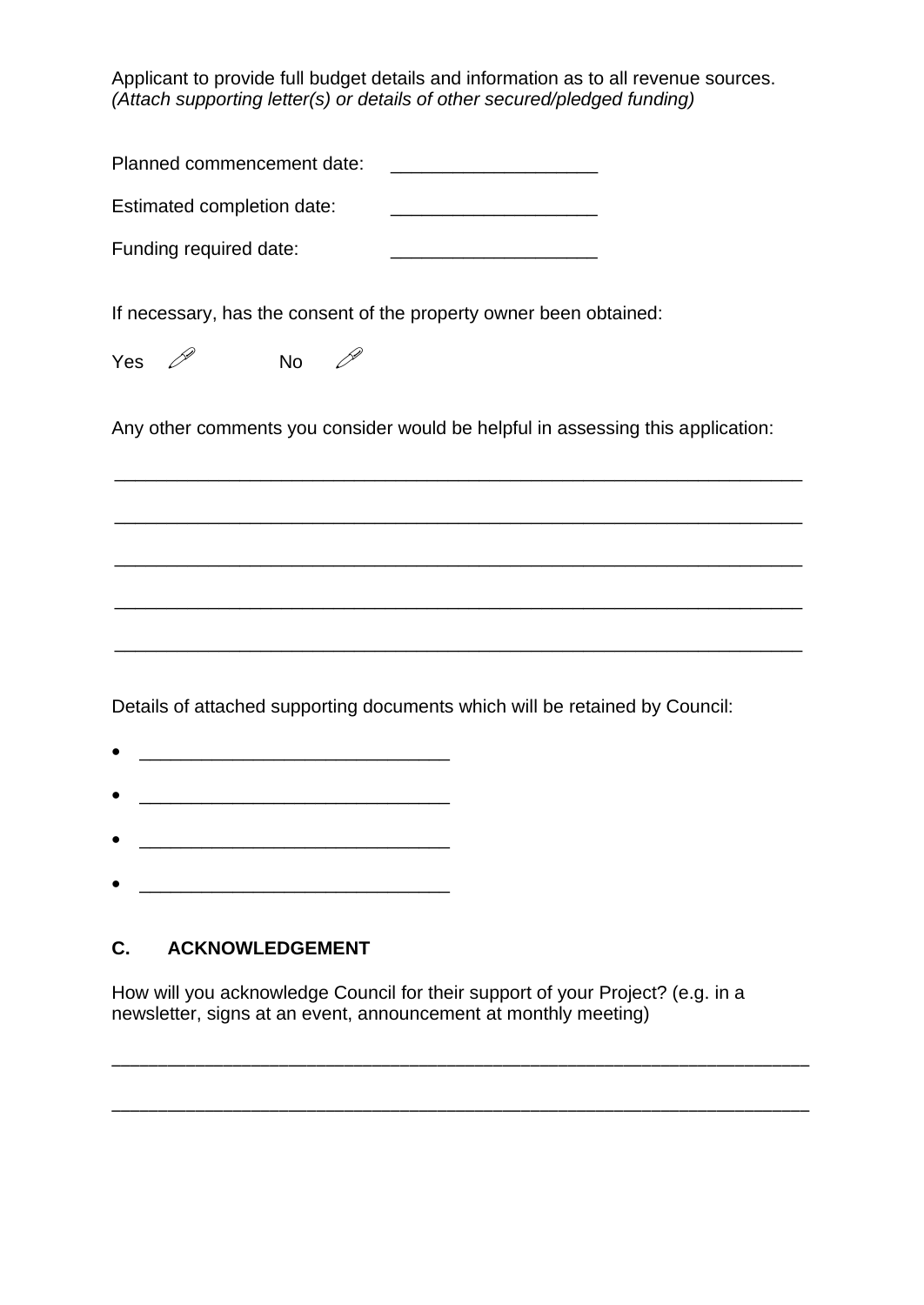Applicant to provide full budget details and information as to all revenue sources.
*(Attach supporting letter(s) or details of other secured/pledged funding)*

Planned commencement date: ____________________

Estimated completion date: ____________________

Funding required date: ____________________

If necessary, has the consent of the property owner been obtained:

Yes ✐ No ✐

Any other comments you consider would be helpful in assessing this application:

____________________________________________________________________

____________________________________________________________________

____________________________________________________________________

____________________________________________________________________

____________________________________________________________________

Details of attached supporting documents which will be retained by Council:

- ______________________________
- ______________________________
- ______________________________
- ______________________________

## C. ACKNOWLEDGEMENT

How will you acknowledge Council for their support of your Project? (e.g. in a newsletter, signs at an event, announcement at monthly meeting)

____________________________________________________________________

____________________________________________________________________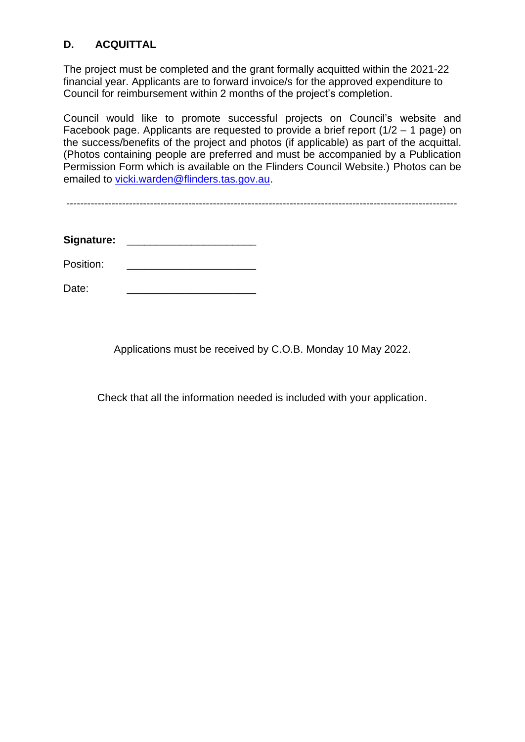## D. ACQUITTAL

The project must be completed and the grant formally acquitted within the 2021-22 financial year. Applicants are to forward invoice/s for the approved expenditure to Council for reimbursement within 2 months of the project's completion.

Council would like to promote successful projects on Council's website and Facebook page. Applicants are requested to provide a brief report (1/2 – 1 page) on the success/benefits of the project and photos (if applicable) as part of the acquittal. (Photos containing people are preferred and must be accompanied by a Publication Permission Form which is available on the Flinders Council Website.) Photos can be emailed to vicki.warden@flinders.tas.gov.au.

---

**Signature:** ______________________

Position: ______________________

Date: ______________________

Applications must be received by C.O.B. Monday 10 May 2022.

Check that all the information needed is included with your application.